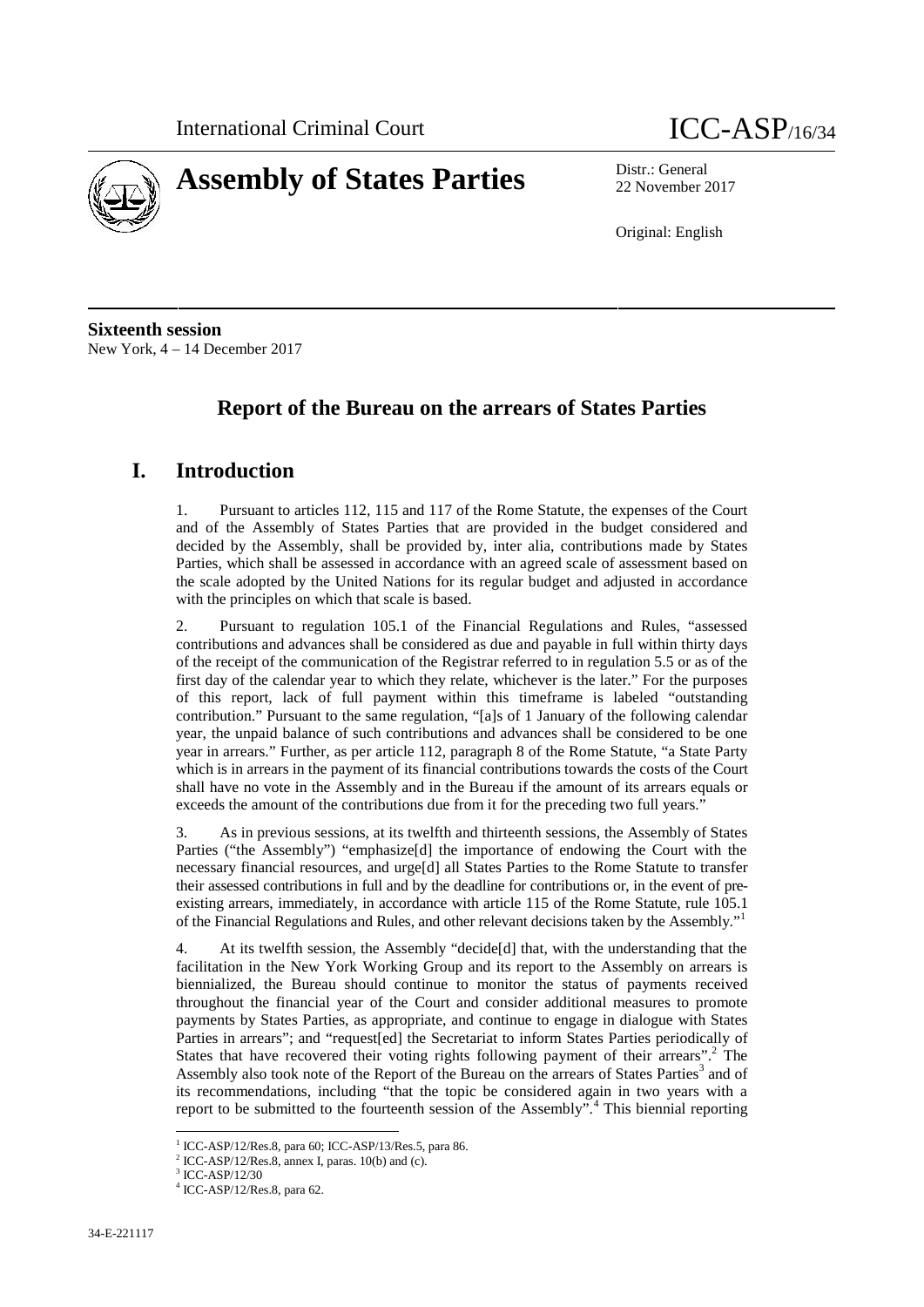International Criminal Court

ICC-ASP/16/34

# Assembly of States Parties

Distr.: General
22 November 2017

Original: English

**Sixteenth session**
New York, 4 – 14 December 2017

## Report of the Bureau on the arrears of States Parties

## I. Introduction

1. Pursuant to articles 112, 115 and 117 of the Rome Statute, the expenses of the Court and of the Assembly of States Parties that are provided in the budget considered and decided by the Assembly, shall be provided by, inter alia, contributions made by States Parties, which shall be assessed in accordance with an agreed scale of assessment based on the scale adopted by the United Nations for its regular budget and adjusted in accordance with the principles on which that scale is based.

2. Pursuant to regulation 105.1 of the Financial Regulations and Rules, "assessed contributions and advances shall be considered as due and payable in full within thirty days of the receipt of the communication of the Registrar referred to in regulation 5.5 or as of the first day of the calendar year to which they relate, whichever is the later." For the purposes of this report, lack of full payment within this timeframe is labeled "outstanding contribution." Pursuant to the same regulation, "[a]s of 1 January of the following calendar year, the unpaid balance of such contributions and advances shall be considered to be one year in arrears." Further, as per article 112, paragraph 8 of the Rome Statute, "a State Party which is in arrears in the payment of its financial contributions towards the costs of the Court shall have no vote in the Assembly and in the Bureau if the amount of its arrears equals or exceeds the amount of the contributions due from it for the preceding two full years."

3. As in previous sessions, at its twelfth and thirteenth sessions, the Assembly of States Parties ("the Assembly") "emphasize[d] the importance of endowing the Court with the necessary financial resources, and urge[d] all States Parties to the Rome Statute to transfer their assessed contributions in full and by the deadline for contributions or, in the event of pre-existing arrears, immediately, in accordance with article 115 of the Rome Statute, rule 105.1 of the Financial Regulations and Rules, and other relevant decisions taken by the Assembly."[1]

4. At its twelfth session, the Assembly "decide[d] that, with the understanding that the facilitation in the New York Working Group and its report to the Assembly on arrears is biennialized, the Bureau should continue to monitor the status of payments received throughout the financial year of the Court and consider additional measures to promote payments by States Parties, as appropriate, and continue to engage in dialogue with States Parties in arrears"; and "request[ed] the Secretariat to inform States Parties periodically of States that have recovered their voting rights following payment of their arrears".[2] The Assembly also took note of the Report of the Bureau on the arrears of States Parties[3] and of its recommendations, including "that the topic be considered again in two years with a report to be submitted to the fourteenth session of the Assembly".[4] This biennial reporting

---

[1] ICC-ASP/12/Res.8, para 60; ICC-ASP/13/Res.5, para 86.
[2] ICC-ASP/12/Res.8, annex I, paras. 10(b) and (c).
[3] ICC-ASP/12/30
[4] ICC-ASP/12/Res.8, para 62.

34-E-221117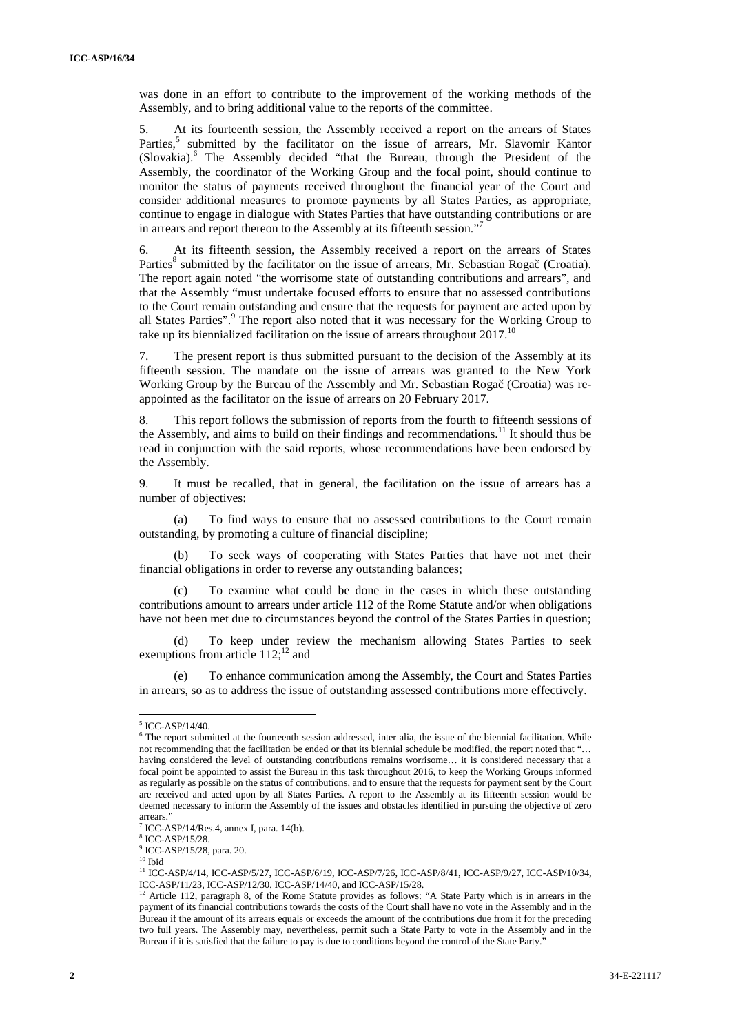was done in an effort to contribute to the improvement of the working methods of the Assembly, and to bring additional value to the reports of the committee.

5. At its fourteenth session, the Assembly received a report on the arrears of States Parties,[5] submitted by the facilitator on the issue of arrears, Mr. Slavomir Kantor (Slovakia).[6] The Assembly decided "that the Bureau, through the President of the Assembly, the coordinator of the Working Group and the focal point, should continue to monitor the status of payments received throughout the financial year of the Court and consider additional measures to promote payments by all States Parties, as appropriate, continue to engage in dialogue with States Parties that have outstanding contributions or are in arrears and report thereon to the Assembly at its fifteenth session."[7]

6. At its fifteenth session, the Assembly received a report on the arrears of States Parties[8] submitted by the facilitator on the issue of arrears, Mr. Sebastian Rogač (Croatia). The report again noted "the worrisome state of outstanding contributions and arrears", and that the Assembly "must undertake focused efforts to ensure that no assessed contributions to the Court remain outstanding and ensure that the requests for payment are acted upon by all States Parties".[9] The report also noted that it was necessary for the Working Group to take up its biennialized facilitation on the issue of arrears throughout 2017.[10]

7. The present report is thus submitted pursuant to the decision of the Assembly at its fifteenth session. The mandate on the issue of arrears was granted to the New York Working Group by the Bureau of the Assembly and Mr. Sebastian Rogač (Croatia) was re-appointed as the facilitator on the issue of arrears on 20 February 2017.

8. This report follows the submission of reports from the fourth to fifteenth sessions of the Assembly, and aims to build on their findings and recommendations.[11] It should thus be read in conjunction with the said reports, whose recommendations have been endorsed by the Assembly.

9. It must be recalled, that in general, the facilitation on the issue of arrears has a number of objectives:

(a) To find ways to ensure that no assessed contributions to the Court remain outstanding, by promoting a culture of financial discipline;

(b) To seek ways of cooperating with States Parties that have not met their financial obligations in order to reverse any outstanding balances;

(c) To examine what could be done in the cases in which these outstanding contributions amount to arrears under article 112 of the Rome Statute and/or when obligations have not been met due to circumstances beyond the control of the States Parties in question;

(d) To keep under review the mechanism allowing States Parties to seek exemptions from article 112;[12] and

(e) To enhance communication among the Assembly, the Court and States Parties in arrears, so as to address the issue of outstanding assessed contributions more effectively.

---

[5] ICC-ASP/14/40.

[6] The report submitted at the fourteenth session addressed, inter alia, the issue of the biennial facilitation. While not recommending that the facilitation be ended or that its biennial schedule be modified, the report noted that "… having considered the level of outstanding contributions remains worrisome… it is considered necessary that a focal point be appointed to assist the Bureau in this task throughout 2016, to keep the Working Groups informed as regularly as possible on the status of contributions, and to ensure that the requests for payment sent by the Court are received and acted upon by all States Parties. A report to the Assembly at its fifteenth session would be deemed necessary to inform the Assembly of the issues and obstacles identified in pursuing the objective of zero arrears."

[7] ICC-ASP/14/Res.4, annex I, para. 14(b).

[8] ICC-ASP/15/28.

[9] ICC-ASP/15/28, para. 20.

[10] Ibid

[11] ICC-ASP/4/14, ICC-ASP/5/27, ICC-ASP/6/19, ICC-ASP/7/26, ICC-ASP/8/41, ICC-ASP/9/27, ICC-ASP/10/34, ICC-ASP/11/23, ICC-ASP/12/30, ICC-ASP/14/40, and ICC-ASP/15/28.

[12] Article 112, paragraph 8, of the Rome Statute provides as follows: "A State Party which is in arrears in the payment of its financial contributions towards the costs of the Court shall have no vote in the Assembly and in the Bureau if the amount of its arrears equals or exceeds the amount of the contributions due from it for the preceding two full years. The Assembly may, nevertheless, permit such a State Party to vote in the Assembly and in the Bureau if it is satisfied that the failure to pay is due to conditions beyond the control of the State Party."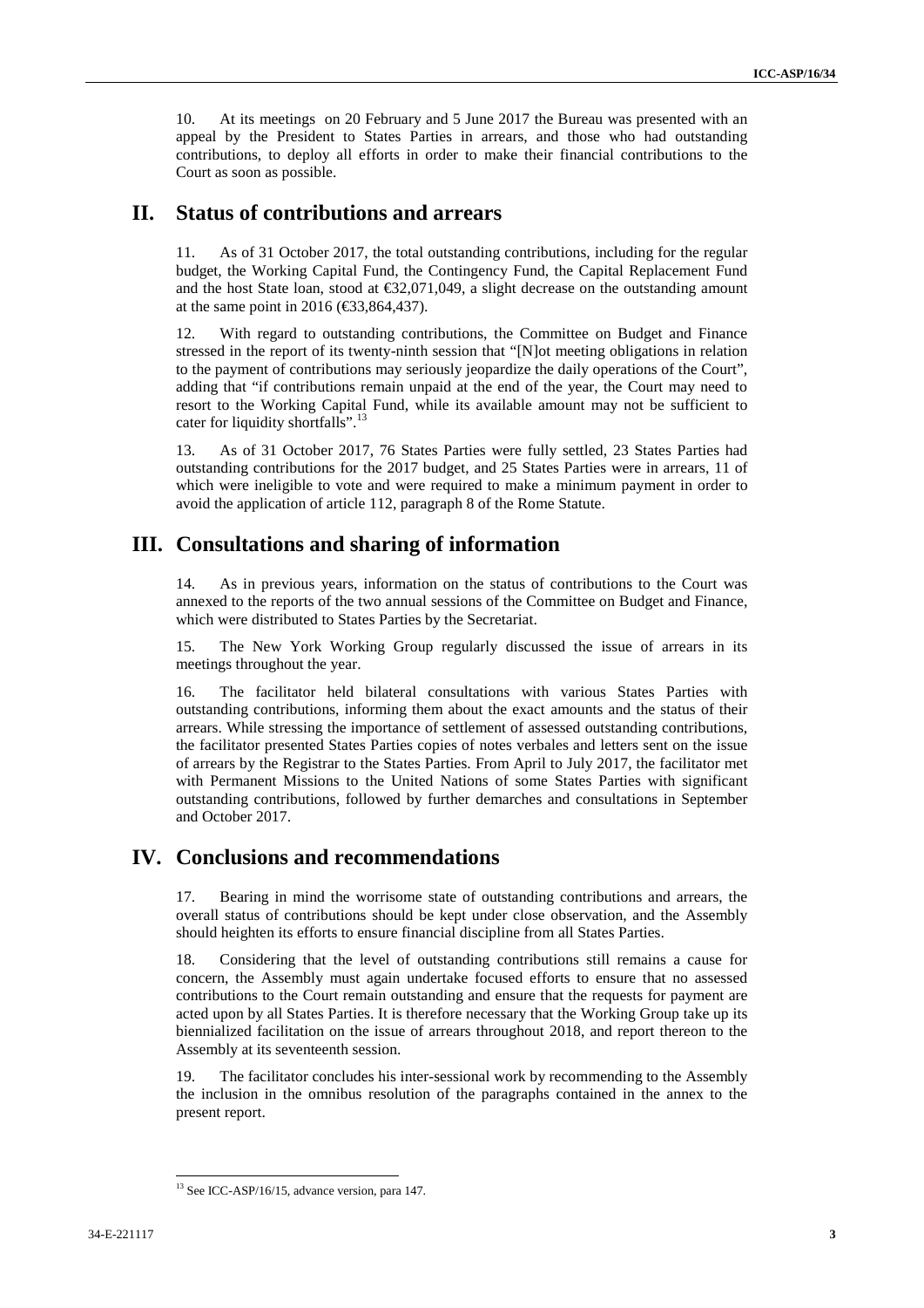10. At its meetings on 20 February and 5 June 2017 the Bureau was presented with an appeal by the President to States Parties in arrears, and those who had outstanding contributions, to deploy all efforts in order to make their financial contributions to the Court as soon as possible.

## II. Status of contributions and arrears

11. As of 31 October 2017, the total outstanding contributions, including for the regular budget, the Working Capital Fund, the Contingency Fund, the Capital Replacement Fund and the host State loan, stood at €32,071,049, a slight decrease on the outstanding amount at the same point in 2016 (€33,864,437).

12. With regard to outstanding contributions, the Committee on Budget and Finance stressed in the report of its twenty-ninth session that "[N]ot meeting obligations in relation to the payment of contributions may seriously jeopardize the daily operations of the Court", adding that "if contributions remain unpaid at the end of the year, the Court may need to resort to the Working Capital Fund, while its available amount may not be sufficient to cater for liquidity shortfalls".[13]

13. As of 31 October 2017, 76 States Parties were fully settled, 23 States Parties had outstanding contributions for the 2017 budget, and 25 States Parties were in arrears, 11 of which were ineligible to vote and were required to make a minimum payment in order to avoid the application of article 112, paragraph 8 of the Rome Statute.

## III. Consultations and sharing of information

14. As in previous years, information on the status of contributions to the Court was annexed to the reports of the two annual sessions of the Committee on Budget and Finance, which were distributed to States Parties by the Secretariat.

15. The New York Working Group regularly discussed the issue of arrears in its meetings throughout the year.

16. The facilitator held bilateral consultations with various States Parties with outstanding contributions, informing them about the exact amounts and the status of their arrears. While stressing the importance of settlement of assessed outstanding contributions, the facilitator presented States Parties copies of notes verbales and letters sent on the issue of arrears by the Registrar to the States Parties. From April to July 2017, the facilitator met with Permanent Missions to the United Nations of some States Parties with significant outstanding contributions, followed by further demarches and consultations in September and October 2017.

## IV. Conclusions and recommendations

17. Bearing in mind the worrisome state of outstanding contributions and arrears, the overall status of contributions should be kept under close observation, and the Assembly should heighten its efforts to ensure financial discipline from all States Parties.

18. Considering that the level of outstanding contributions still remains a cause for concern, the Assembly must again undertake focused efforts to ensure that no assessed contributions to the Court remain outstanding and ensure that the requests for payment are acted upon by all States Parties. It is therefore necessary that the Working Group take up its biennialized facilitation on the issue of arrears throughout 2018, and report thereon to the Assembly at its seventeenth session.

19. The facilitator concludes his inter-sessional work by recommending to the Assembly the inclusion in the omnibus resolution of the paragraphs contained in the annex to the present report.

---

[13] See ICC-ASP/16/15, advance version, para 147.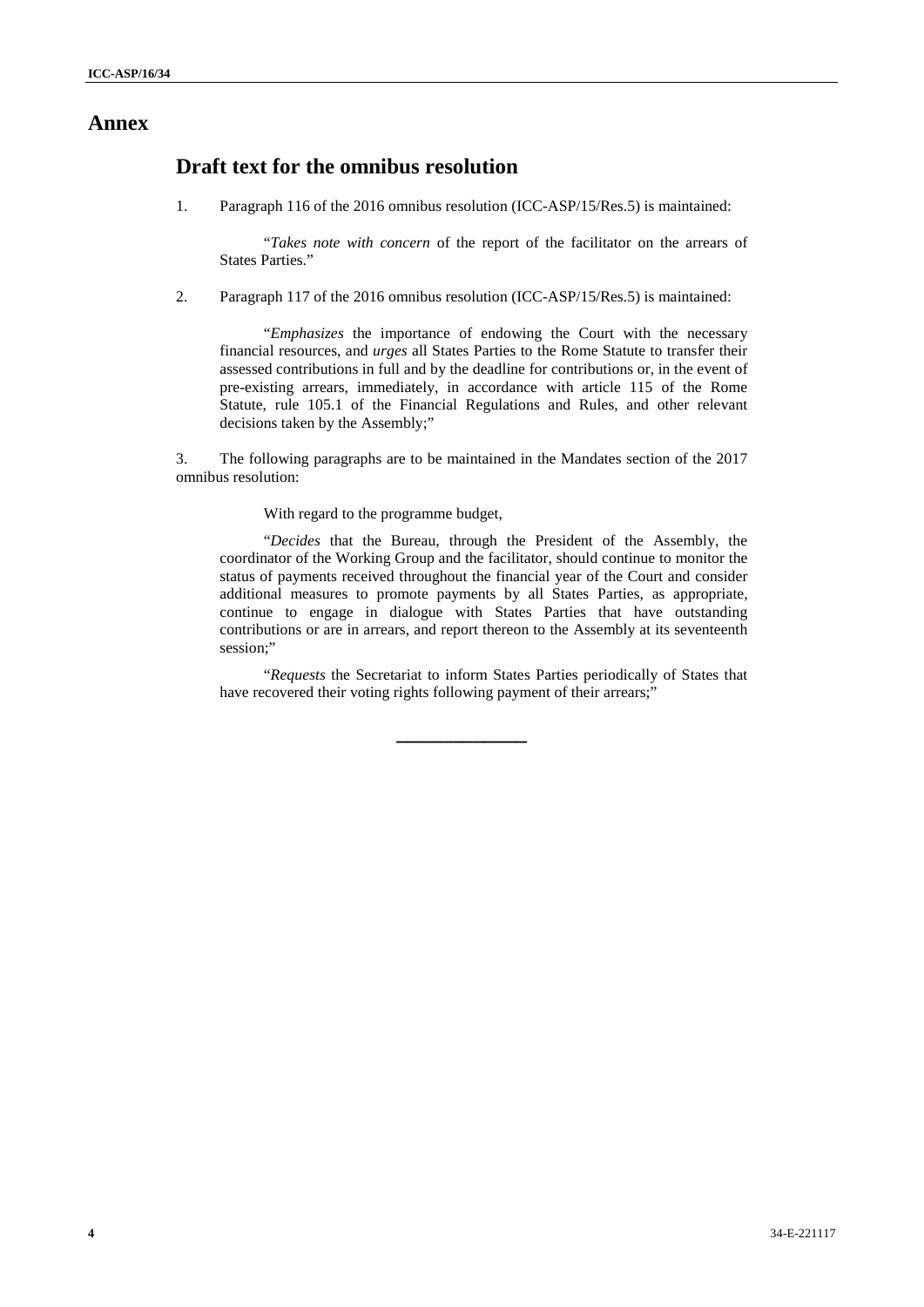# Annex

## Draft text for the omnibus resolution

1. Paragraph 116 of the 2016 omnibus resolution (ICC-ASP/15/Res.5) is maintained:

> "*Takes note with concern* of the report of the facilitator on the arrears of States Parties."

2. Paragraph 117 of the 2016 omnibus resolution (ICC-ASP/15/Res.5) is maintained:

> "*Emphasizes* the importance of endowing the Court with the necessary financial resources, and *urges* all States Parties to the Rome Statute to transfer their assessed contributions in full and by the deadline for contributions or, in the event of pre-existing arrears, immediately, in accordance with article 115 of the Rome Statute, rule 105.1 of the Financial Regulations and Rules, and other relevant decisions taken by the Assembly;"

3. The following paragraphs are to be maintained in the Mandates section of the 2017 omnibus resolution:

> With regard to the programme budget,
>
> "*Decides* that the Bureau, through the President of the Assembly, the coordinator of the Working Group and the facilitator, should continue to monitor the status of payments received throughout the financial year of the Court and consider additional measures to promote payments by all States Parties, as appropriate, continue to engage in dialogue with States Parties that have outstanding contributions or are in arrears, and report thereon to the Assembly at its seventeenth session;"
>
> "*Requests* the Secretariat to inform States Parties periodically of States that have recovered their voting rights following payment of their arrears;"

---